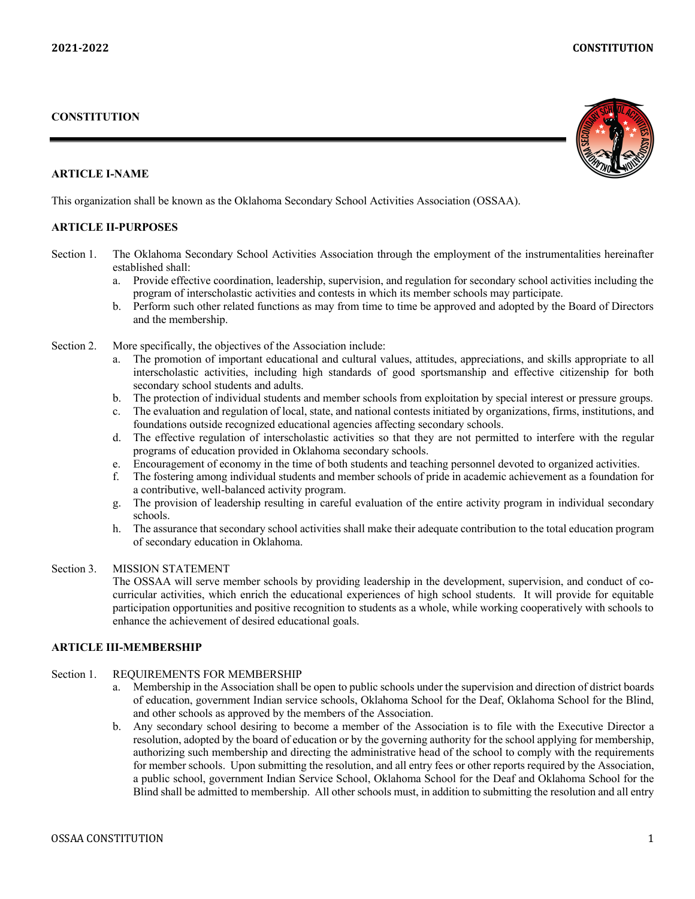# CONSTITUTION

## ARTICLE I-NAME

This organization shall be known as the Oklahoma Secondary School Activities Association (OSSAA).

## ARTICLE II-PURPOSES

Section 1. The Oklahoma Secondary School Activities Association through the employment of the instrumentalities hereinafter established shall:

a. Provide effective coordination, leadership, supervision, and regulation for secondary school activities including the program of interscholastic activities and contests in which its member schools may participate.
b. Perform such other related functions as may from time to time be approved and adopted by the Board of Directors and the membership.

Section 2. More specifically, the objectives of the Association include:

a. The promotion of important educational and cultural values, attitudes, appreciations, and skills appropriate to all interscholastic activities, including high standards of good sportsmanship and effective citizenship for both secondary school students and adults.
b. The protection of individual students and member schools from exploitation by special interest or pressure groups.
c. The evaluation and regulation of local, state, and national contests initiated by organizations, firms, institutions, and foundations outside recognized educational agencies affecting secondary schools.
d. The effective regulation of interscholastic activities so that they are not permitted to interfere with the regular programs of education provided in Oklahoma secondary schools.
e. Encouragement of economy in the time of both students and teaching personnel devoted to organized activities.
f. The fostering among individual students and member schools of pride in academic achievement as a foundation for a contributive, well-balanced activity program.
g. The provision of leadership resulting in careful evaluation of the entire activity program in individual secondary schools.
h. The assurance that secondary school activities shall make their adequate contribution to the total education program of secondary education in Oklahoma.

Section 3. MISSION STATEMENT

The OSSAA will serve member schools by providing leadership in the development, supervision, and conduct of co-curricular activities, which enrich the educational experiences of high school students. It will provide for equitable participation opportunities and positive recognition to students as a whole, while working cooperatively with schools to enhance the achievement of desired educational goals.

## ARTICLE III-MEMBERSHIP

Section 1. REQUIREMENTS FOR MEMBERSHIP

a. Membership in the Association shall be open to public schools under the supervision and direction of district boards of education, government Indian service schools, Oklahoma School for the Deaf, Oklahoma School for the Blind, and other schools as approved by the members of the Association.
b. Any secondary school desiring to become a member of the Association is to file with the Executive Director a resolution, adopted by the board of education or by the governing authority for the school applying for membership, authorizing such membership and directing the administrative head of the school to comply with the requirements for member schools. Upon submitting the resolution, and all entry fees or other reports required by the Association, a public school, government Indian Service School, Oklahoma School for the Deaf and Oklahoma School for the Blind shall be admitted to membership. All other schools must, in addition to submitting the resolution and all entry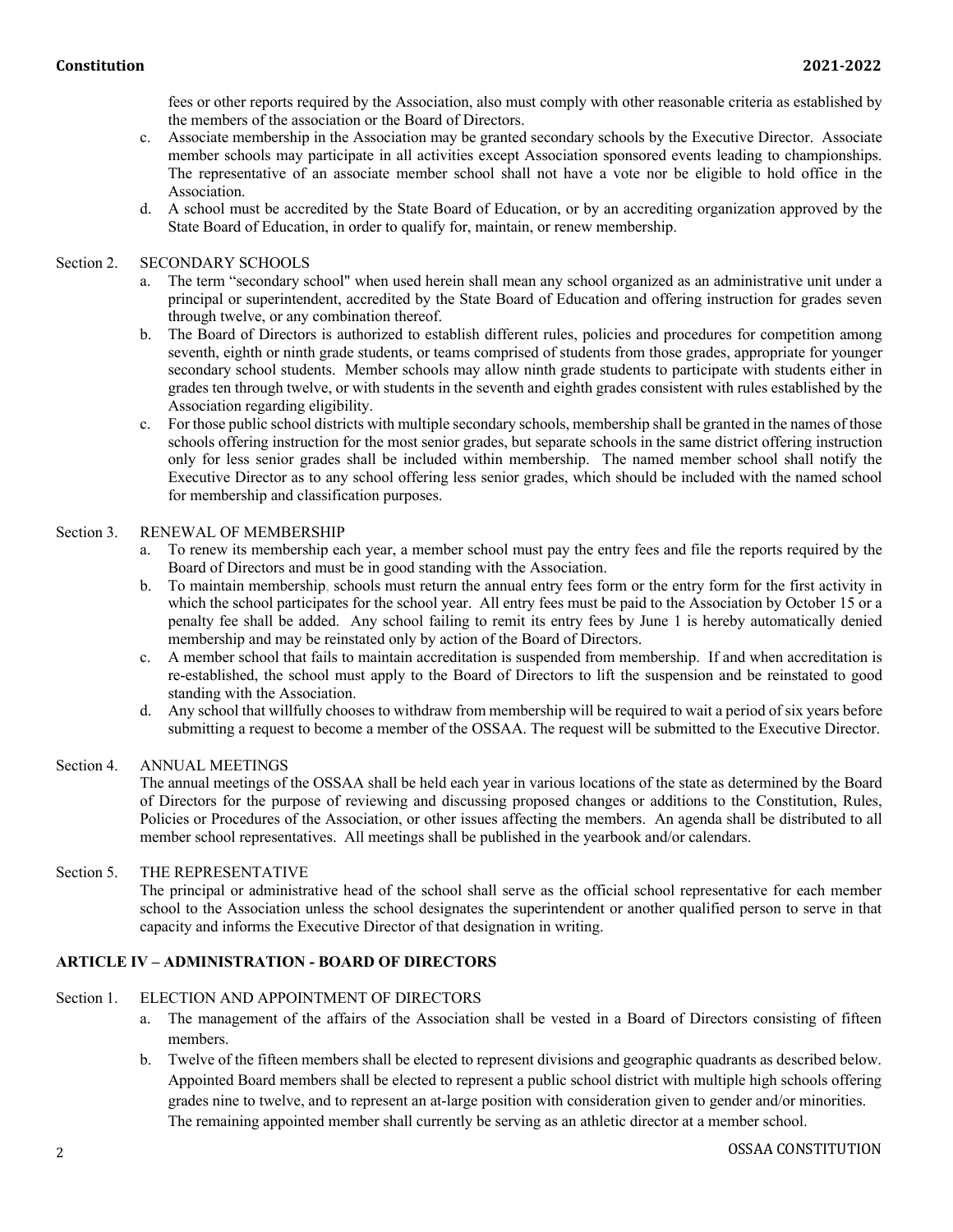fees or other reports required by the Association, also must comply with other reasonable criteria as established by the members of the association or the Board of Directors.

c. Associate membership in the Association may be granted secondary schools by the Executive Director. Associate member schools may participate in all activities except Association sponsored events leading to championships. The representative of an associate member school shall not have a vote nor be eligible to hold office in the Association.

d. A school must be accredited by the State Board of Education, or by an accrediting organization approved by the State Board of Education, in order to qualify for, maintain, or renew membership.

Section 2. SECONDARY SCHOOLS

a. The term "secondary school" when used herein shall mean any school organized as an administrative unit under a principal or superintendent, accredited by the State Board of Education and offering instruction for grades seven through twelve, or any combination thereof.

b. The Board of Directors is authorized to establish different rules, policies and procedures for competition among seventh, eighth or ninth grade students, or teams comprised of students from those grades, appropriate for younger secondary school students. Member schools may allow ninth grade students to participate with students either in grades ten through twelve, or with students in the seventh and eighth grades consistent with rules established by the Association regarding eligibility.

c. For those public school districts with multiple secondary schools, membership shall be granted in the names of those schools offering instruction for the most senior grades, but separate schools in the same district offering instruction only for less senior grades shall be included within membership. The named member school shall notify the Executive Director as to any school offering less senior grades, which should be included with the named school for membership and classification purposes.

Section 3. RENEWAL OF MEMBERSHIP

a. To renew its membership each year, a member school must pay the entry fees and file the reports required by the Board of Directors and must be in good standing with the Association.

b. To maintain membership, schools must return the annual entry fees form or the entry form for the first activity in which the school participates for the school year. All entry fees must be paid to the Association by October 15 or a penalty fee shall be added. Any school failing to remit its entry fees by June 1 is hereby automatically denied membership and may be reinstated only by action of the Board of Directors.

c. A member school that fails to maintain accreditation is suspended from membership. If and when accreditation is re-established, the school must apply to the Board of Directors to lift the suspension and be reinstated to good standing with the Association.

d. Any school that willfully chooses to withdraw from membership will be required to wait a period of six years before submitting a request to become a member of the OSSAA. The request will be submitted to the Executive Director.

Section 4. ANNUAL MEETINGS

The annual meetings of the OSSAA shall be held each year in various locations of the state as determined by the Board of Directors for the purpose of reviewing and discussing proposed changes or additions to the Constitution, Rules, Policies or Procedures of the Association, or other issues affecting the members. An agenda shall be distributed to all member school representatives. All meetings shall be published in the yearbook and/or calendars.

Section 5. THE REPRESENTATIVE

The principal or administrative head of the school shall serve as the official school representative for each member school to the Association unless the school designates the superintendent or another qualified person to serve in that capacity and informs the Executive Director of that designation in writing.

## ARTICLE IV – ADMINISTRATION - BOARD OF DIRECTORS

Section 1. ELECTION AND APPOINTMENT OF DIRECTORS

a. The management of the affairs of the Association shall be vested in a Board of Directors consisting of fifteen members.

b. Twelve of the fifteen members shall be elected to represent divisions and geographic quadrants as described below. Appointed Board members shall be elected to represent a public school district with multiple high schools offering grades nine to twelve, and to represent an at-large position with consideration given to gender and/or minorities. The remaining appointed member shall currently be serving as an athletic director at a member school.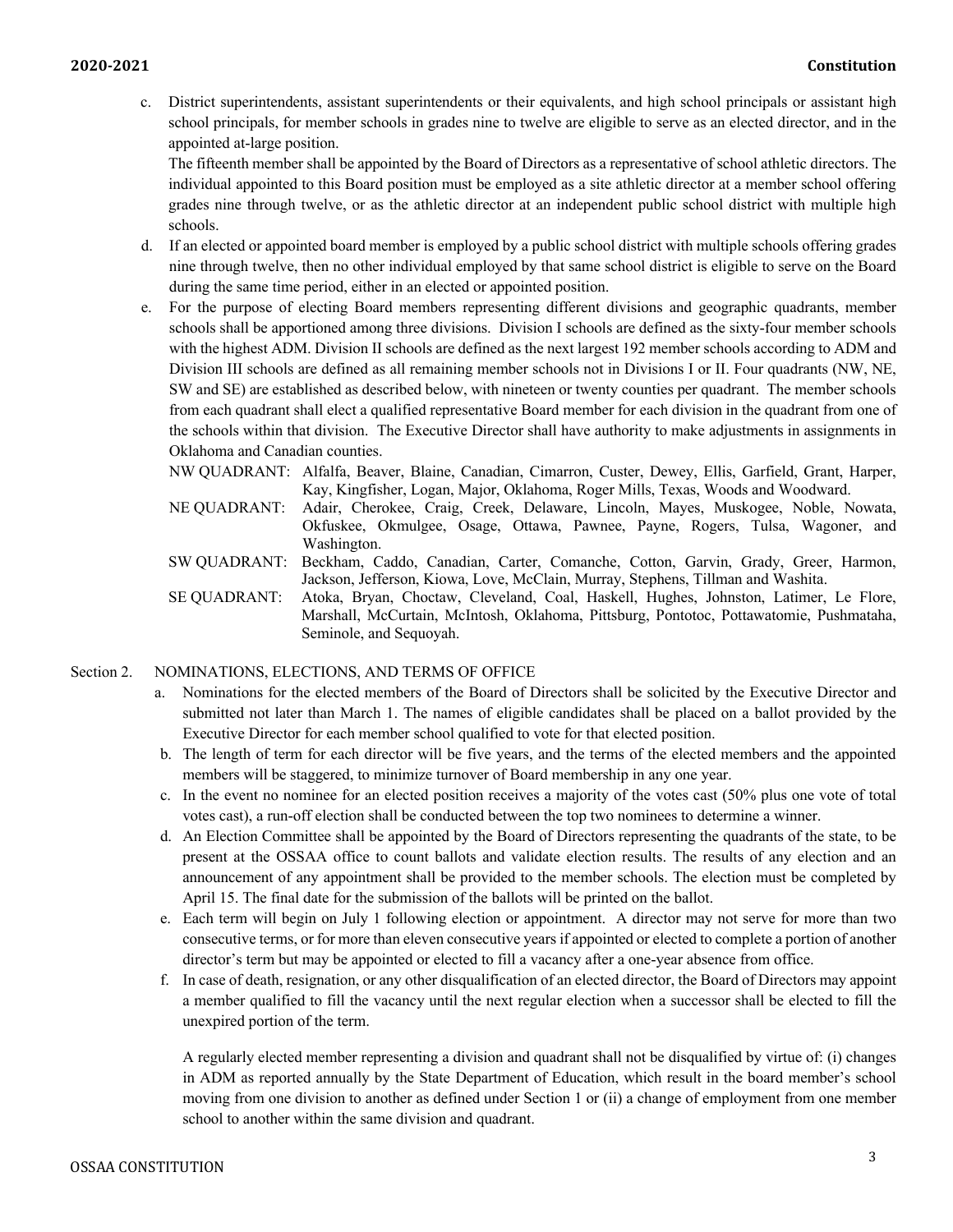c. District superintendents, assistant superintendents or their equivalents, and high school principals or assistant high school principals, for member schools in grades nine to twelve are eligible to serve as an elected director, and in the appointed at-large position.

   The fifteenth member shall be appointed by the Board of Directors as a representative of school athletic directors. The individual appointed to this Board position must be employed as a site athletic director at a member school offering grades nine through twelve, or as the athletic director at an independent public school district with multiple high schools.

d. If an elected or appointed board member is employed by a public school district with multiple schools offering grades nine through twelve, then no other individual employed by that same school district is eligible to serve on the Board during the same time period, either in an elected or appointed position.

e. For the purpose of electing Board members representing different divisions and geographic quadrants, member schools shall be apportioned among three divisions. Division I schools are defined as the sixty-four member schools with the highest ADM. Division II schools are defined as the next largest 192 member schools according to ADM and Division III schools are defined as all remaining member schools not in Divisions I or II. Four quadrants (NW, NE, SW and SE) are established as described below, with nineteen or twenty counties per quadrant. The member schools from each quadrant shall elect a qualified representative Board member for each division in the quadrant from one of the schools within that division. The Executive Director shall have authority to make adjustments in assignments in Oklahoma and Canadian counties.

   NW QUADRANT: Alfalfa, Beaver, Blaine, Canadian, Cimarron, Custer, Dewey, Ellis, Garfield, Grant, Harper, Kay, Kingfisher, Logan, Major, Oklahoma, Roger Mills, Texas, Woods and Woodward.

   NE QUADRANT: Adair, Cherokee, Craig, Creek, Delaware, Lincoln, Mayes, Muskogee, Noble, Nowata, Okfuskee, Okmulgee, Osage, Ottawa, Pawnee, Payne, Rogers, Tulsa, Wagoner, and Washington.

   SW QUADRANT: Beckham, Caddo, Canadian, Carter, Comanche, Cotton, Garvin, Grady, Greer, Harmon, Jackson, Jefferson, Kiowa, Love, McClain, Murray, Stephens, Tillman and Washita.

   SE QUADRANT: Atoka, Bryan, Choctaw, Cleveland, Coal, Haskell, Hughes, Johnston, Latimer, Le Flore, Marshall, McCurtain, McIntosh, Oklahoma, Pittsburg, Pontotoc, Pottawatomie, Pushmataha, Seminole, and Sequoyah.

## Section 2. NOMINATIONS, ELECTIONS, AND TERMS OF OFFICE

a. Nominations for the elected members of the Board of Directors shall be solicited by the Executive Director and submitted not later than March 1. The names of eligible candidates shall be placed on a ballot provided by the Executive Director for each member school qualified to vote for that elected position.

b. The length of term for each director will be five years, and the terms of the elected members and the appointed members will be staggered, to minimize turnover of Board membership in any one year.

c. In the event no nominee for an elected position receives a majority of the votes cast (50% plus one vote of total votes cast), a run-off election shall be conducted between the top two nominees to determine a winner.

d. An Election Committee shall be appointed by the Board of Directors representing the quadrants of the state, to be present at the OSSAA office to count ballots and validate election results. The results of any election and an announcement of any appointment shall be provided to the member schools. The election must be completed by April 15. The final date for the submission of the ballots will be printed on the ballot.

e. Each term will begin on July 1 following election or appointment. A director may not serve for more than two consecutive terms, or for more than eleven consecutive years if appointed or elected to complete a portion of another director's term but may be appointed or elected to fill a vacancy after a one-year absence from office.

f. In case of death, resignation, or any other disqualification of an elected director, the Board of Directors may appoint a member qualified to fill the vacancy until the next regular election when a successor shall be elected to fill the unexpired portion of the term.

   A regularly elected member representing a division and quadrant shall not be disqualified by virtue of: (i) changes in ADM as reported annually by the State Department of Education, which result in the board member's school moving from one division to another as defined under Section 1 or (ii) a change of employment from one member school to another within the same division and quadrant.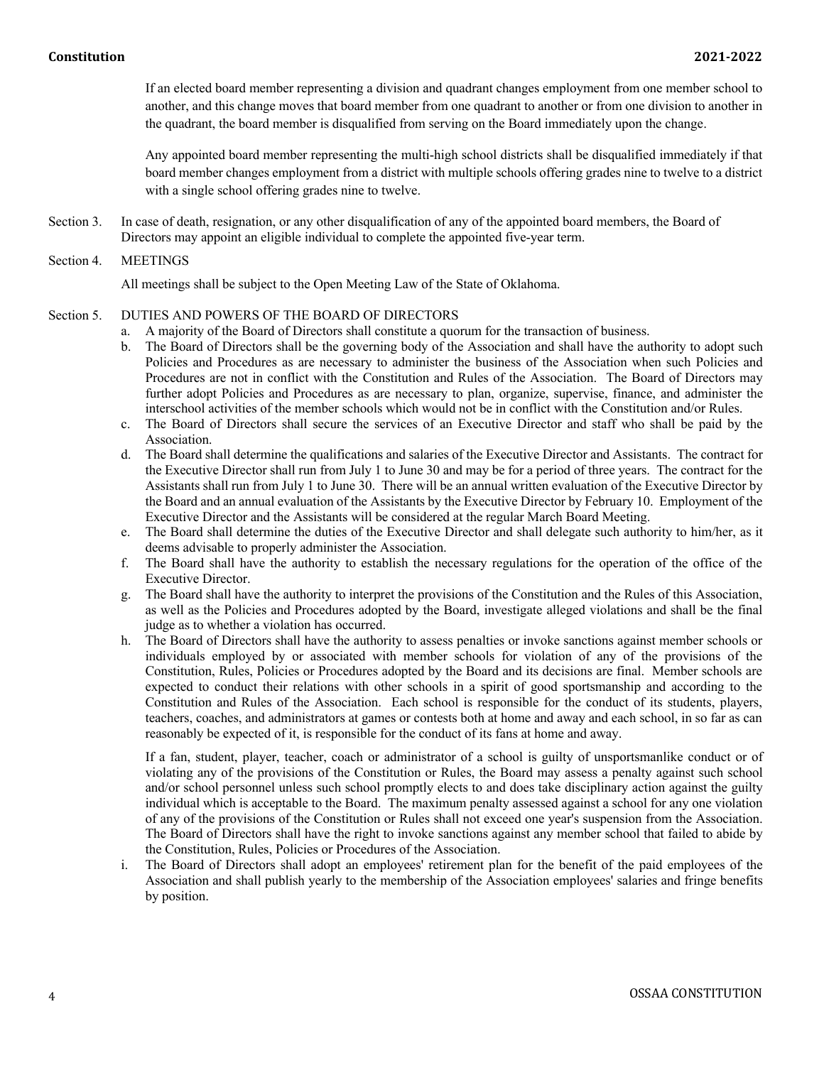If an elected board member representing a division and quadrant changes employment from one member school to another, and this change moves that board member from one quadrant to another or from one division to another in the quadrant, the board member is disqualified from serving on the Board immediately upon the change.

Any appointed board member representing the multi-high school districts shall be disqualified immediately if that board member changes employment from a district with multiple schools offering grades nine to twelve to a district with a single school offering grades nine to twelve.

Section 3. In case of death, resignation, or any other disqualification of any of the appointed board members, the Board of Directors may appoint an eligible individual to complete the appointed five-year term.

Section 4. MEETINGS

All meetings shall be subject to the Open Meeting Law of the State of Oklahoma.

Section 5. DUTIES AND POWERS OF THE BOARD OF DIRECTORS

a. A majority of the Board of Directors shall constitute a quorum for the transaction of business.

b. The Board of Directors shall be the governing body of the Association and shall have the authority to adopt such Policies and Procedures as are necessary to administer the business of the Association when such Policies and Procedures are not in conflict with the Constitution and Rules of the Association. The Board of Directors may further adopt Policies and Procedures as are necessary to plan, organize, supervise, finance, and administer the interschool activities of the member schools which would not be in conflict with the Constitution and/or Rules.

c. The Board of Directors shall secure the services of an Executive Director and staff who shall be paid by the Association.

d. The Board shall determine the qualifications and salaries of the Executive Director and Assistants. The contract for the Executive Director shall run from July 1 to June 30 and may be for a period of three years. The contract for the Assistants shall run from July 1 to June 30. There will be an annual written evaluation of the Executive Director by the Board and an annual evaluation of the Assistants by the Executive Director by February 10. Employment of the Executive Director and the Assistants will be considered at the regular March Board Meeting.

e. The Board shall determine the duties of the Executive Director and shall delegate such authority to him/her, as it deems advisable to properly administer the Association.

f. The Board shall have the authority to establish the necessary regulations for the operation of the office of the Executive Director.

g. The Board shall have the authority to interpret the provisions of the Constitution and the Rules of this Association, as well as the Policies and Procedures adopted by the Board, investigate alleged violations and shall be the final judge as to whether a violation has occurred.

h. The Board of Directors shall have the authority to assess penalties or invoke sanctions against member schools or individuals employed by or associated with member schools for violation of any of the provisions of the Constitution, Rules, Policies or Procedures adopted by the Board and its decisions are final. Member schools are expected to conduct their relations with other schools in a spirit of good sportsmanship and according to the Constitution and Rules of the Association. Each school is responsible for the conduct of its students, players, teachers, coaches, and administrators at games or contests both at home and away and each school, in so far as can reasonably be expected of it, is responsible for the conduct of its fans at home and away.

   If a fan, student, player, teacher, coach or administrator of a school is guilty of unsportsmanlike conduct or of violating any of the provisions of the Constitution or Rules, the Board may assess a penalty against such school and/or school personnel unless such school promptly elects to and does take disciplinary action against the guilty individual which is acceptable to the Board. The maximum penalty assessed against a school for any one violation of any of the provisions of the Constitution or Rules shall not exceed one year's suspension from the Association. The Board of Directors shall have the right to invoke sanctions against any member school that failed to abide by the Constitution, Rules, Policies or Procedures of the Association.

i. The Board of Directors shall adopt an employees' retirement plan for the benefit of the paid employees of the Association and shall publish yearly to the membership of the Association employees' salaries and fringe benefits by position.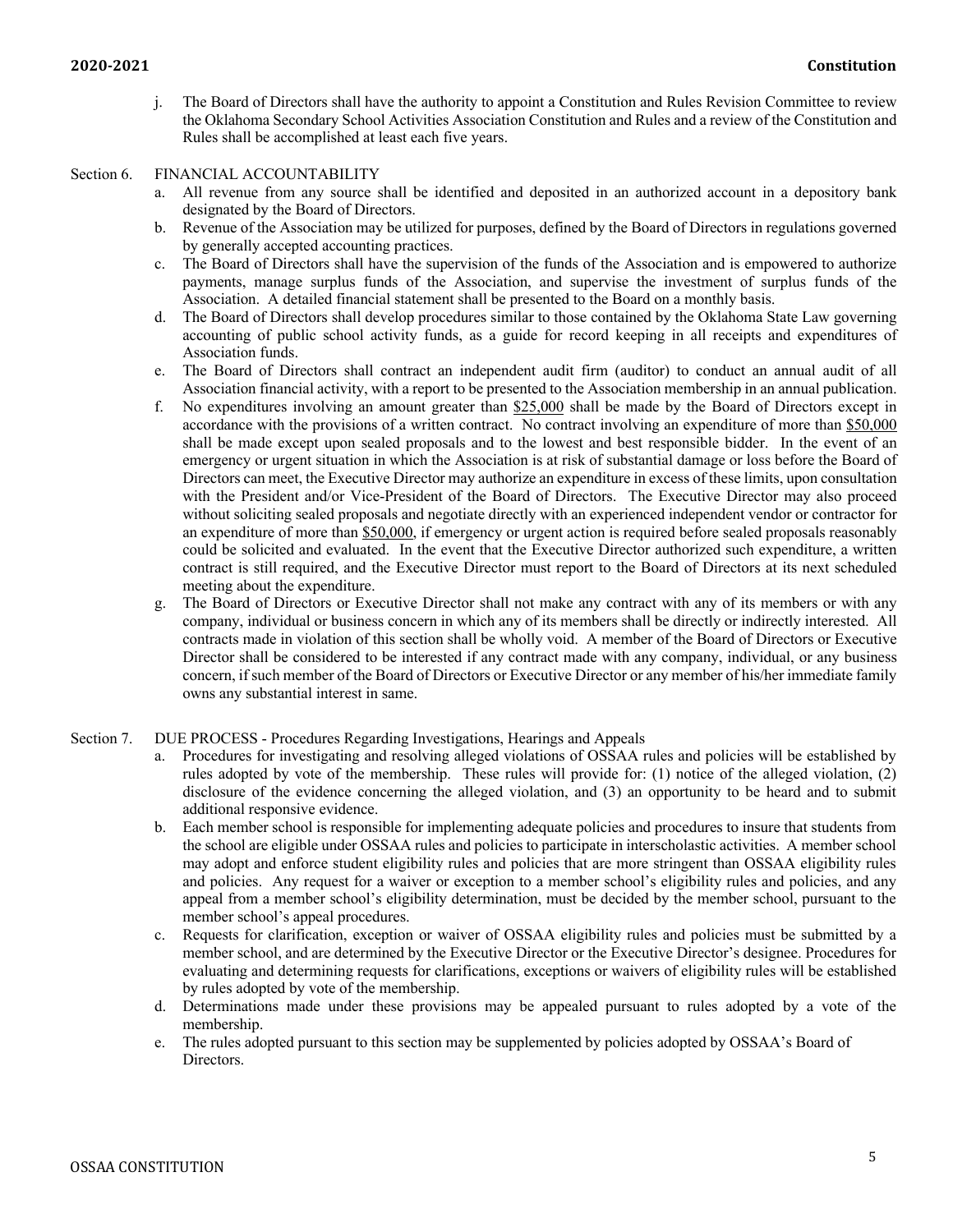j. The Board of Directors shall have the authority to appoint a Constitution and Rules Revision Committee to review the Oklahoma Secondary School Activities Association Constitution and Rules and a review of the Constitution and Rules shall be accomplished at least each five years.

Section 6. FINANCIAL ACCOUNTABILITY

a. All revenue from any source shall be identified and deposited in an authorized account in a depository bank designated by the Board of Directors.
b. Revenue of the Association may be utilized for purposes, defined by the Board of Directors in regulations governed by generally accepted accounting practices.
c. The Board of Directors shall have the supervision of the funds of the Association and is empowered to authorize payments, manage surplus funds of the Association, and supervise the investment of surplus funds of the Association. A detailed financial statement shall be presented to the Board on a monthly basis.
d. The Board of Directors shall develop procedures similar to those contained by the Oklahoma State Law governing accounting of public school activity funds, as a guide for record keeping in all receipts and expenditures of Association funds.
e. The Board of Directors shall contract an independent audit firm (auditor) to conduct an annual audit of all Association financial activity, with a report to be presented to the Association membership in an annual publication.
f. No expenditures involving an amount greater than $25,000 shall be made by the Board of Directors except in accordance with the provisions of a written contract. No contract involving an expenditure of more than $50,000 shall be made except upon sealed proposals and to the lowest and best responsible bidder. In the event of an emergency or urgent situation in which the Association is at risk of substantial damage or loss before the Board of Directors can meet, the Executive Director may authorize an expenditure in excess of these limits, upon consultation with the President and/or Vice-President of the Board of Directors. The Executive Director may also proceed without soliciting sealed proposals and negotiate directly with an experienced independent vendor or contractor for an expenditure of more than $50,000, if emergency or urgent action is required before sealed proposals reasonably could be solicited and evaluated. In the event that the Executive Director authorized such expenditure, a written contract is still required, and the Executive Director must report to the Board of Directors at its next scheduled meeting about the expenditure.
g. The Board of Directors or Executive Director shall not make any contract with any of its members or with any company, individual or business concern in which any of its members shall be directly or indirectly interested. All contracts made in violation of this section shall be wholly void. A member of the Board of Directors or Executive Director shall be considered to be interested if any contract made with any company, individual, or any business concern, if such member of the Board of Directors or Executive Director or any member of his/her immediate family owns any substantial interest in same.

Section 7. DUE PROCESS - Procedures Regarding Investigations, Hearings and Appeals

a. Procedures for investigating and resolving alleged violations of OSSAA rules and policies will be established by rules adopted by vote of the membership. These rules will provide for: (1) notice of the alleged violation, (2) disclosure of the evidence concerning the alleged violation, and (3) an opportunity to be heard and to submit additional responsive evidence.
b. Each member school is responsible for implementing adequate policies and procedures to insure that students from the school are eligible under OSSAA rules and policies to participate in interscholastic activities. A member school may adopt and enforce student eligibility rules and policies that are more stringent than OSSAA eligibility rules and policies. Any request for a waiver or exception to a member school's eligibility rules and policies, and any appeal from a member school's eligibility determination, must be decided by the member school, pursuant to the member school's appeal procedures.
c. Requests for clarification, exception or waiver of OSSAA eligibility rules and policies must be submitted by a member school, and are determined by the Executive Director or the Executive Director's designee. Procedures for evaluating and determining requests for clarifications, exceptions or waivers of eligibility rules will be established by rules adopted by vote of the membership.
d. Determinations made under these provisions may be appealed pursuant to rules adopted by a vote of the membership.
e. The rules adopted pursuant to this section may be supplemented by policies adopted by OSSAA's Board of Directors.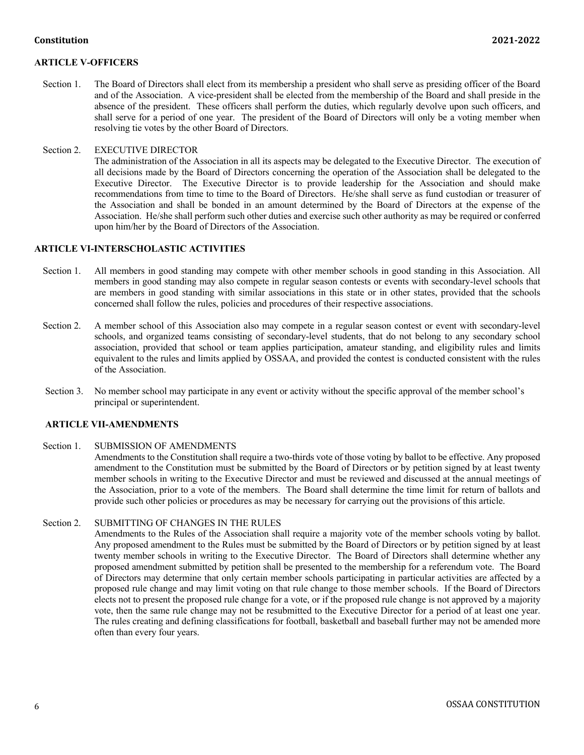## ARTICLE V-OFFICERS

Section 1. The Board of Directors shall elect from its membership a president who shall serve as presiding officer of the Board and of the Association. A vice-president shall be elected from the membership of the Board and shall preside in the absence of the president. These officers shall perform the duties, which regularly devolve upon such officers, and shall serve for a period of one year. The president of the Board of Directors will only be a voting member when resolving tie votes by the other Board of Directors.

Section 2. EXECUTIVE DIRECTOR

The administration of the Association in all its aspects may be delegated to the Executive Director. The execution of all decisions made by the Board of Directors concerning the operation of the Association shall be delegated to the Executive Director. The Executive Director is to provide leadership for the Association and should make recommendations from time to time to the Board of Directors. He/she shall serve as fund custodian or treasurer of the Association and shall be bonded in an amount determined by the Board of Directors at the expense of the Association. He/she shall perform such other duties and exercise such other authority as may be required or conferred upon him/her by the Board of Directors of the Association.

## ARTICLE VI-INTERSCHOLASTIC ACTIVITIES

Section 1. All members in good standing may compete with other member schools in good standing in this Association. All members in good standing may also compete in regular season contests or events with secondary-level schools that are members in good standing with similar associations in this state or in other states, provided that the schools concerned shall follow the rules, policies and procedures of their respective associations.

Section 2. A member school of this Association also may compete in a regular season contest or event with secondary-level schools, and organized teams consisting of secondary-level students, that do not belong to any secondary school association, provided that school or team applies participation, amateur standing, and eligibility rules and limits equivalent to the rules and limits applied by OSSAA, and provided the contest is conducted consistent with the rules of the Association.

Section 3. No member school may participate in any event or activity without the specific approval of the member school's principal or superintendent.

## ARTICLE VII-AMENDMENTS

Section 1. SUBMISSION OF AMENDMENTS

Amendments to the Constitution shall require a two-thirds vote of those voting by ballot to be effective. Any proposed amendment to the Constitution must be submitted by the Board of Directors or by petition signed by at least twenty member schools in writing to the Executive Director and must be reviewed and discussed at the annual meetings of the Association, prior to a vote of the members. The Board shall determine the time limit for return of ballots and provide such other policies or procedures as may be necessary for carrying out the provisions of this article.

Section 2. SUBMITTING OF CHANGES IN THE RULES

Amendments to the Rules of the Association shall require a majority vote of the member schools voting by ballot. Any proposed amendment to the Rules must be submitted by the Board of Directors or by petition signed by at least twenty member schools in writing to the Executive Director. The Board of Directors shall determine whether any proposed amendment submitted by petition shall be presented to the membership for a referendum vote. The Board of Directors may determine that only certain member schools participating in particular activities are affected by a proposed rule change and may limit voting on that rule change to those member schools. If the Board of Directors elects not to present the proposed rule change for a vote, or if the proposed rule change is not approved by a majority vote, then the same rule change may not be resubmitted to the Executive Director for a period of at least one year. The rules creating and defining classifications for football, basketball and baseball further may not be amended more often than every four years.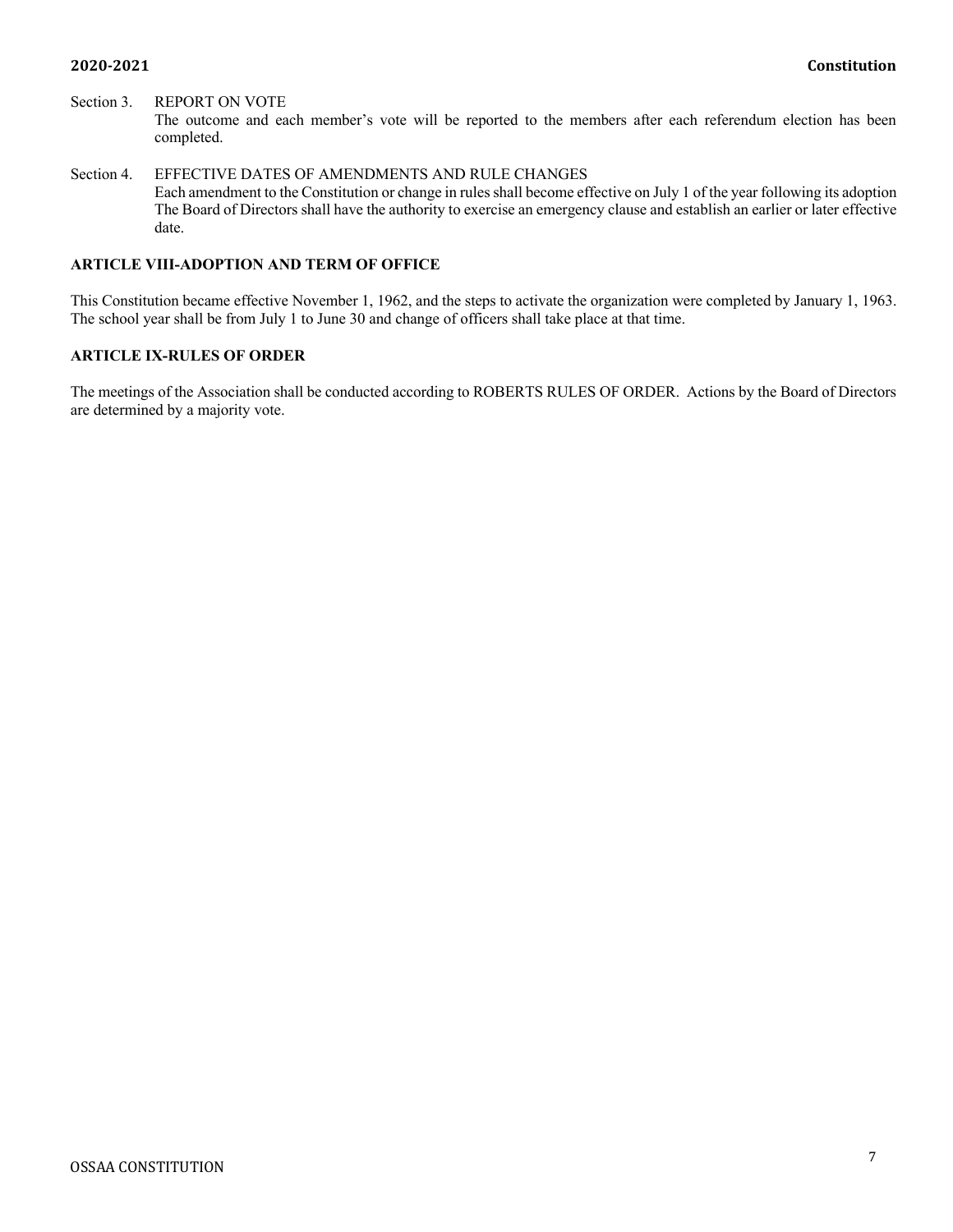Section 3. REPORT ON VOTE

The outcome and each member's vote will be reported to the members after each referendum election has been completed.

Section 4. EFFECTIVE DATES OF AMENDMENTS AND RULE CHANGES

Each amendment to the Constitution or change in rules shall become effective on July 1 of the year following its adoption The Board of Directors shall have the authority to exercise an emergency clause and establish an earlier or later effective date.

## ARTICLE VIII-ADOPTION AND TERM OF OFFICE

This Constitution became effective November 1, 1962, and the steps to activate the organization were completed by January 1, 1963. The school year shall be from July 1 to June 30 and change of officers shall take place at that time.

## ARTICLE IX-RULES OF ORDER

The meetings of the Association shall be conducted according to ROBERTS RULES OF ORDER. Actions by the Board of Directors are determined by a majority vote.